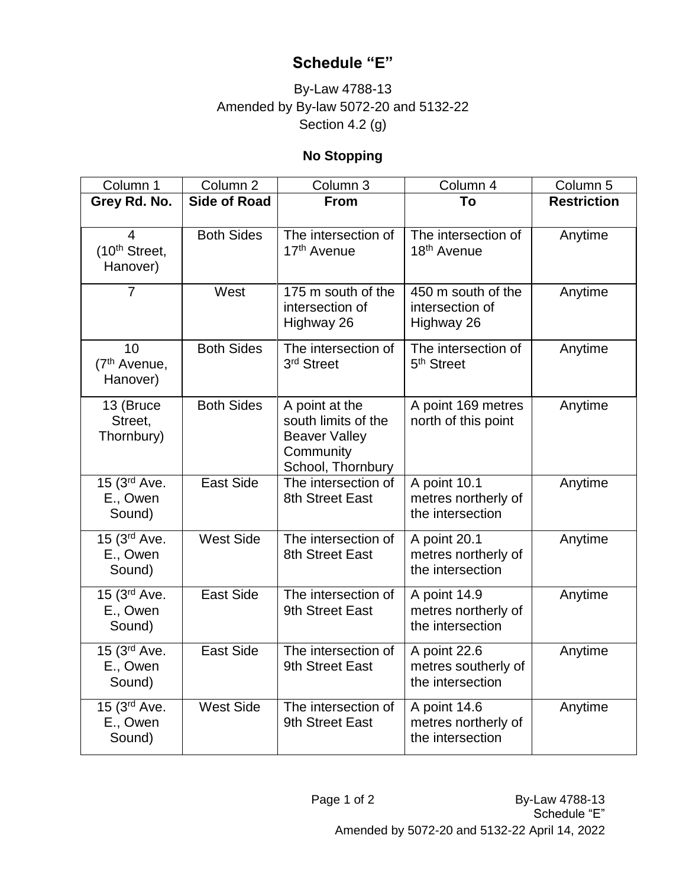# Schedule "E"

By-Law 4788-13
Amended by By-law 5072-20 and 5132-22
Section 4.2 (g)

## No Stopping

| Column 1 | Column 2 | Column 3 | Column 4 | Column 5 |
|---|---|---|---|---|
| **Grey Rd. No.** | **Side of Road** | **From** | **To** | **Restriction** |
| 4 (10th Street, Hanover) | Both Sides | The intersection of 17th Avenue | The intersection of 18th Avenue | Anytime |
| 7 | West | 175 m south of the intersection of Highway 26 | 450 m south of the intersection of Highway 26 | Anytime |
| 10 (7th Avenue, Hanover) | Both Sides | The intersection of 3rd Street | The intersection of 5th Street | Anytime |
| 13 (Bruce Street, Thornbury) | Both Sides | A point at the south limits of the Beaver Valley Community School, Thornbury | A point 169 metres north of this point | Anytime |
| 15 (3rd Ave. E., Owen Sound) | East Side | The intersection of 8th Street East | A point 10.1 metres northerly of the intersection | Anytime |
| 15 (3rd Ave. E., Owen Sound) | West Side | The intersection of 8th Street East | A point 20.1 metres northerly of the intersection | Anytime |
| 15 (3rd Ave. E., Owen Sound) | East Side | The intersection of 9th Street East | A point 14.9 metres northerly of the intersection | Anytime |
| 15 (3rd Ave. E., Owen Sound) | East Side | The intersection of 9th Street East | A point 22.6 metres southerly of the intersection | Anytime |
| 15 (3rd Ave. E., Owen Sound) | West Side | The intersection of 9th Street East | A point 14.6 metres northerly of the intersection | Anytime |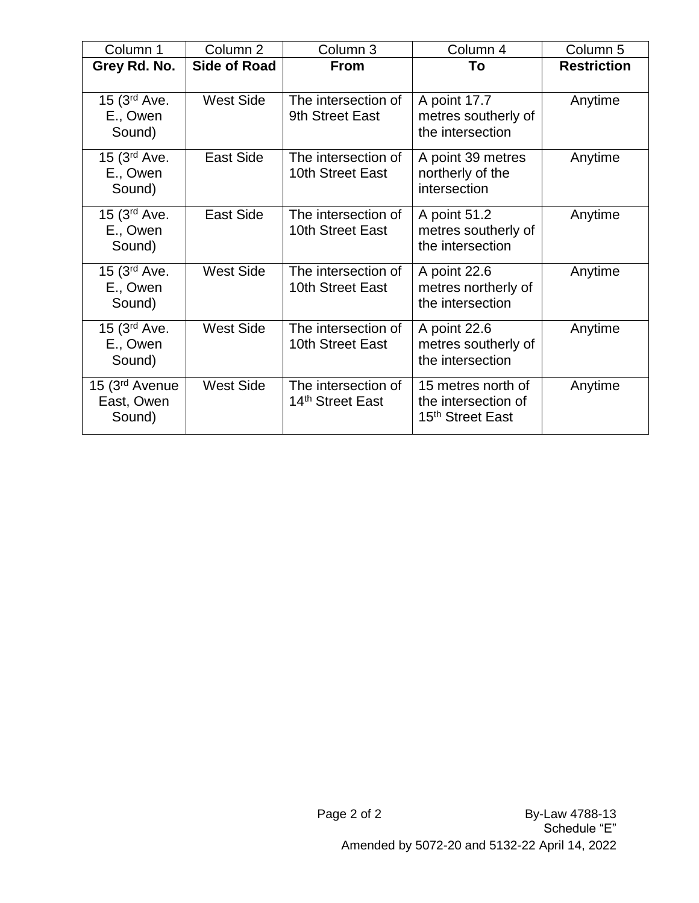| Column 1 | Column 2 | Column 3 | Column 4 | Column 5 |
|---|---|---|---|---|
| **Grey Rd. No.** | **Side of Road** | **From** | **To** | **Restriction** |
| 15 (3rd Ave. E., Owen Sound) | West Side | The intersection of 9th Street East | A point 17.7 metres southerly of the intersection | Anytime |
| 15 (3rd Ave. E., Owen Sound) | East Side | The intersection of 10th Street East | A point 39 metres northerly of the intersection | Anytime |
| 15 (3rd Ave. E., Owen Sound) | East Side | The intersection of 10th Street East | A point 51.2 metres southerly of the intersection | Anytime |
| 15 (3rd Ave. E., Owen Sound) | West Side | The intersection of 10th Street East | A point 22.6 metres northerly of the intersection | Anytime |
| 15 (3rd Ave. E., Owen Sound) | West Side | The intersection of 10th Street East | A point 22.6 metres southerly of the intersection | Anytime |
| 15 (3rd Avenue East, Owen Sound) | West Side | The intersection of 14th Street East | 15 metres north of the intersection of 15th Street East | Anytime |

By-Law 4788-13
Schedule "E"
Amended by 5072-20 and 5132-22 April 14, 2022